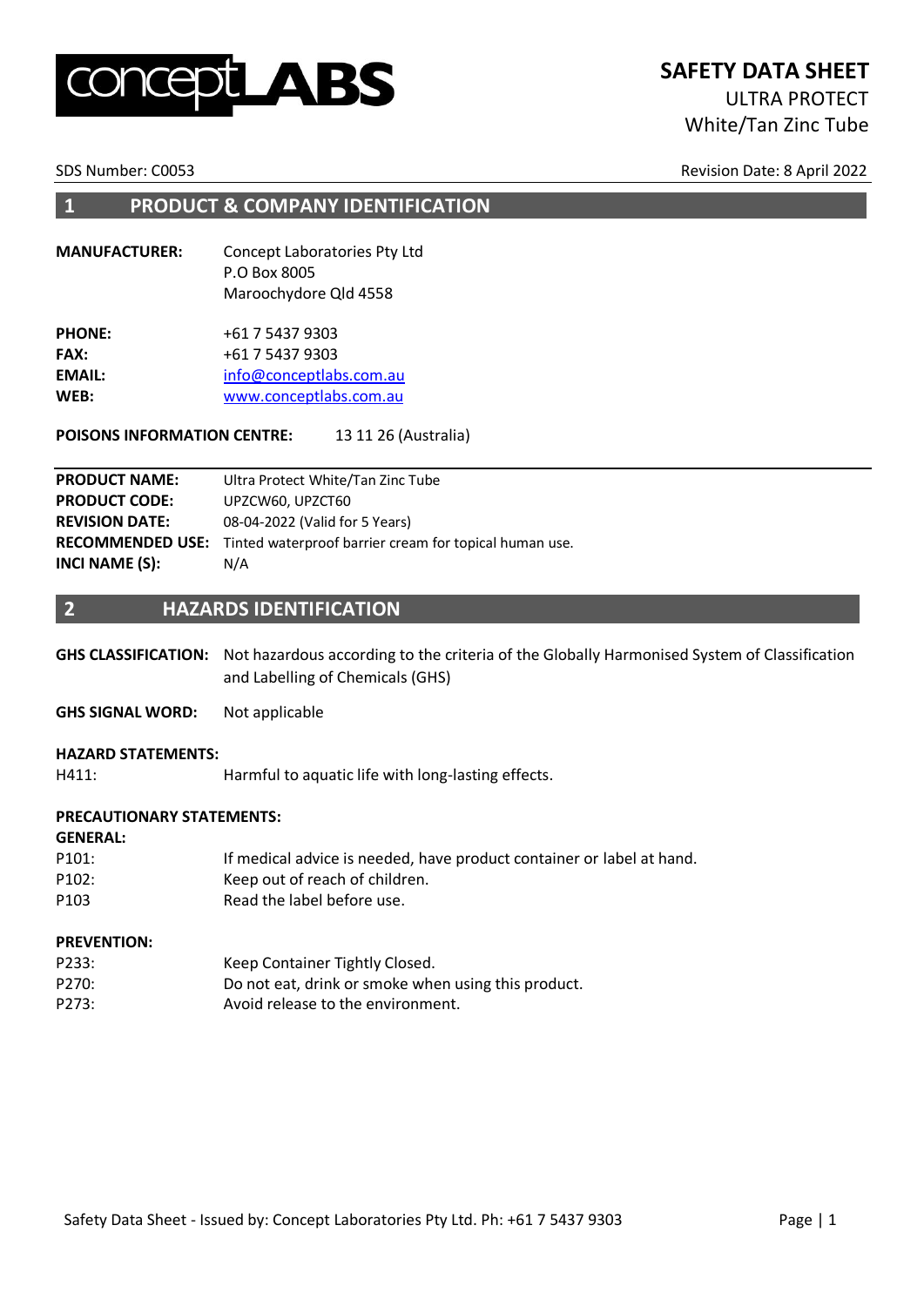concept LABS

# SAFETY DATA SHEET

ULTRA PROTECT

White/Tan Zinc Tube

SDS Number: C0053 Revision Date: 8 April 2022

## 1 PRODUCT & COMPANY IDENTIFICATION

**MANUFACTURER:** Concept Laboratories Pty Ltd
P.O Box 8005
Maroochydore Qld 4558

**PHONE:** +61 7 5437 9303
**FAX:** +61 7 5437 9303
**EMAIL:** info@conceptlabs.com.au
**WEB:** www.conceptlabs.com.au

**POISONS INFORMATION CENTRE:** 13 11 26 (Australia)

**PRODUCT NAME:** Ultra Protect White/Tan Zinc Tube
**PRODUCT CODE:** UPZCW60, UPZCT60
**REVISION DATE:** 08-04-2022 (Valid for 5 Years)
**RECOMMENDED USE:** Tinted waterproof barrier cream for topical human use.
**INCI NAME (S):** N/A

## 2 HAZARDS IDENTIFICATION

**GHS CLASSIFICATION:** Not hazardous according to the criteria of the Globally Harmonised System of Classification and Labelling of Chemicals (GHS)

**GHS SIGNAL WORD:** Not applicable

**HAZARD STATEMENTS:**

H411: Harmful to aquatic life with long-lasting effects.

**PRECAUTIONARY STATEMENTS:**

**GENERAL:**

P101: If medical advice is needed, have product container or label at hand.
P102: Keep out of reach of children.
P103 Read the label before use.

**PREVENTION:**

P233: Keep Container Tightly Closed.
P270: Do not eat, drink or smoke when using this product.
P273: Avoid release to the environment.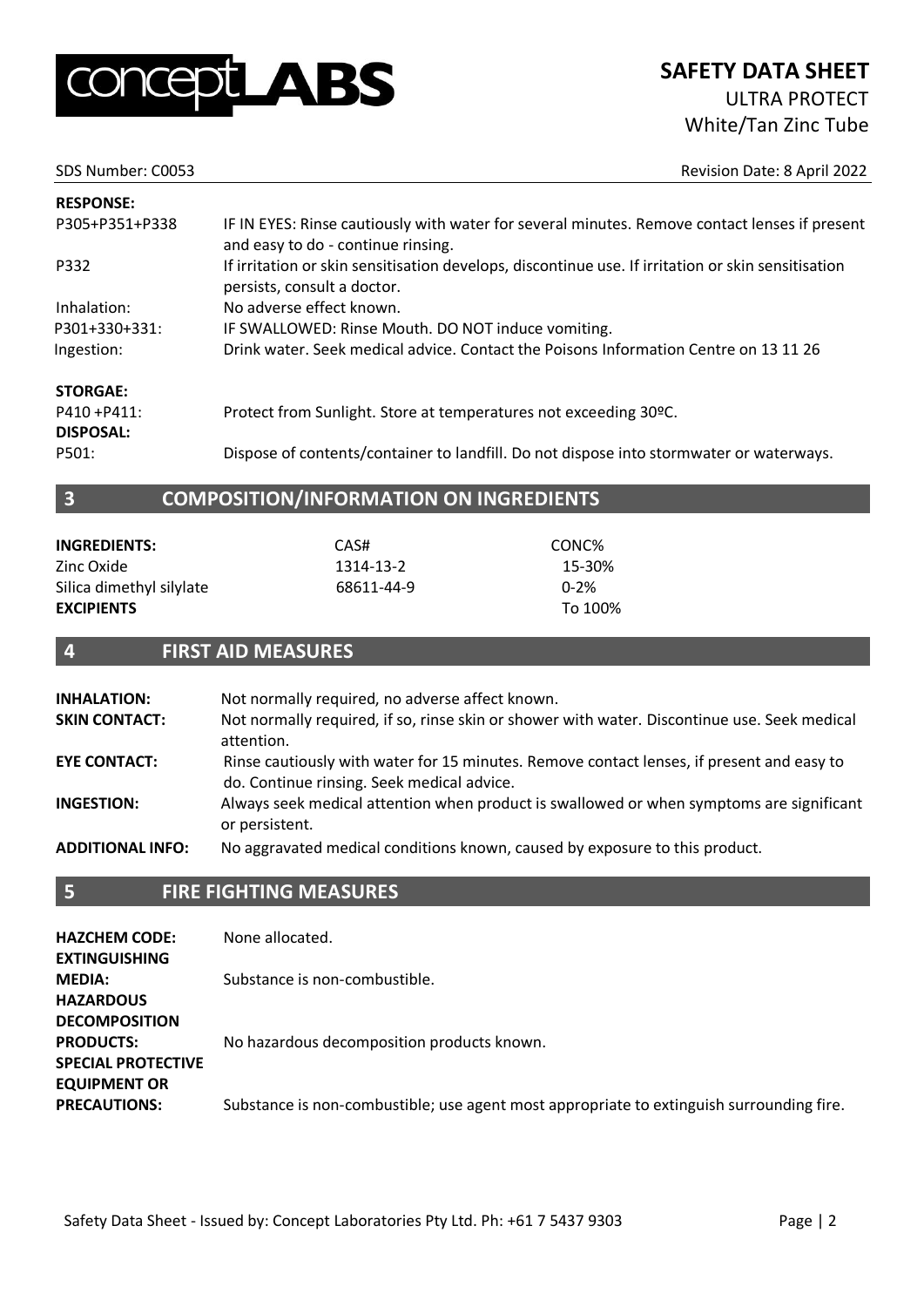**RESPONSE:**

| | |
|---|---|
| P305+P351+P338 | IF IN EYES: Rinse cautiously with water for several minutes. Remove contact lenses if present and easy to do - continue rinsing. |
| P332 | If irritation or skin sensitisation develops, discontinue use. If irritation or skin sensitisation persists, consult a doctor. |
| Inhalation: | No adverse effect known. |
| P301+330+331: | IF SWALLOWED: Rinse Mouth. DO NOT induce vomiting. |
| Ingestion: | Drink water. Seek medical advice. Contact the Poisons Information Centre on 13 11 26 |

**STORGAE:**

| | |
|---|---|
| P410 +P411: | Protect from Sunlight. Store at temperatures not exceeding 30ºC. |

**DISPOSAL:**

| | |
|---|---|
| P501: | Dispose of contents/container to landfill. Do not dispose into stormwater or waterways. |

## 3 COMPOSITION/INFORMATION ON INGREDIENTS

| INGREDIENTS: | CAS# | CONC% |
|---|---|---|
| Zinc Oxide | 1314-13-2 | 15-30% |
| Silica dimethyl silylate | 68611-44-9 | 0-2% |
| **EXCIPIENTS** | | To 100% |

## 4 FIRST AID MEASURES

| | |
|---|---|
| **INHALATION:** | Not normally required, no adverse affect known. |
| **SKIN CONTACT:** | Not normally required, if so, rinse skin or shower with water. Discontinue use. Seek medical attention. |
| **EYE CONTACT:** | Rinse cautiously with water for 15 minutes. Remove contact lenses, if present and easy to do. Continue rinsing. Seek medical advice. |
| **INGESTION:** | Always seek medical attention when product is swallowed or when symptoms are significant or persistent. |
| **ADDITIONAL INFO:** | No aggravated medical conditions known, caused by exposure to this product. |

## 5 FIRE FIGHTING MEASURES

| | |
|---|---|
| **HAZCHEM CODE:** | None allocated. |
| **EXTINGUISHING MEDIA:** | Substance is non-combustible. |
| **HAZARDOUS DECOMPOSITION PRODUCTS:** | No hazardous decomposition products known. |
| **SPECIAL PROTECTIVE EQUIPMENT OR PRECAUTIONS:** | Substance is non-combustible; use agent most appropriate to extinguish surrounding fire. |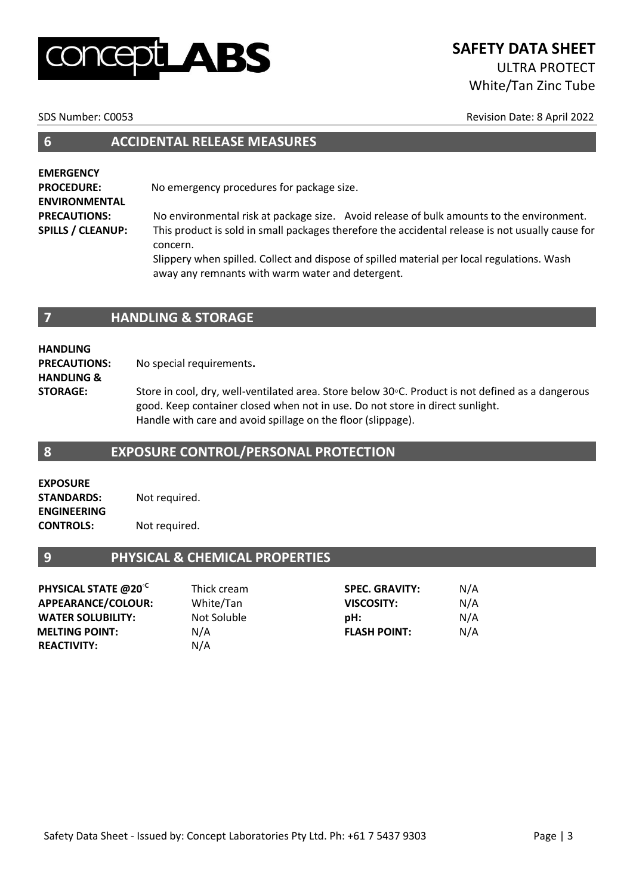## 6 ACCIDENTAL RELEASE MEASURES

**EMERGENCY PROCEDURE:** No emergency procedures for package size.

**ENVIRONMENTAL PRECAUTIONS:** No environmental risk at package size. Avoid release of bulk amounts to the environment.

**SPILLS / CLEANUP:** This product is sold in small packages therefore the accidental release is not usually cause for concern.
Slippery when spilled. Collect and dispose of spilled material per local regulations. Wash away any remnants with warm water and detergent.

## 7 HANDLING & STORAGE

**HANDLING PRECAUTIONS:** No special requirements**.**

**HANDLING & STORAGE:** Store in cool, dry, well-ventilated area. Store below 30◦C. Product is not defined as a dangerous good. Keep container closed when not in use. Do not store in direct sunlight.
Handle with care and avoid spillage on the floor (slippage).

## 8 EXPOSURE CONTROL/PERSONAL PROTECTION

**EXPOSURE STANDARDS:** Not required.

**ENGINEERING CONTROLS:** Not required.

## 9 PHYSICAL & CHEMICAL PROPERTIES

| | | | |
|---|---|---|---|
| **PHYSICAL STATE @20◦C** | Thick cream | **SPEC. GRAVITY:** | N/A |
| **APPEARANCE/COLOUR:** | White/Tan | **VISCOSITY:** | N/A |
| **WATER SOLUBILITY:** | Not Soluble | **pH:** | N/A |
| **MELTING POINT:** | N/A | **FLASH POINT:** | N/A |
| **REACTIVITY:** | N/A | | |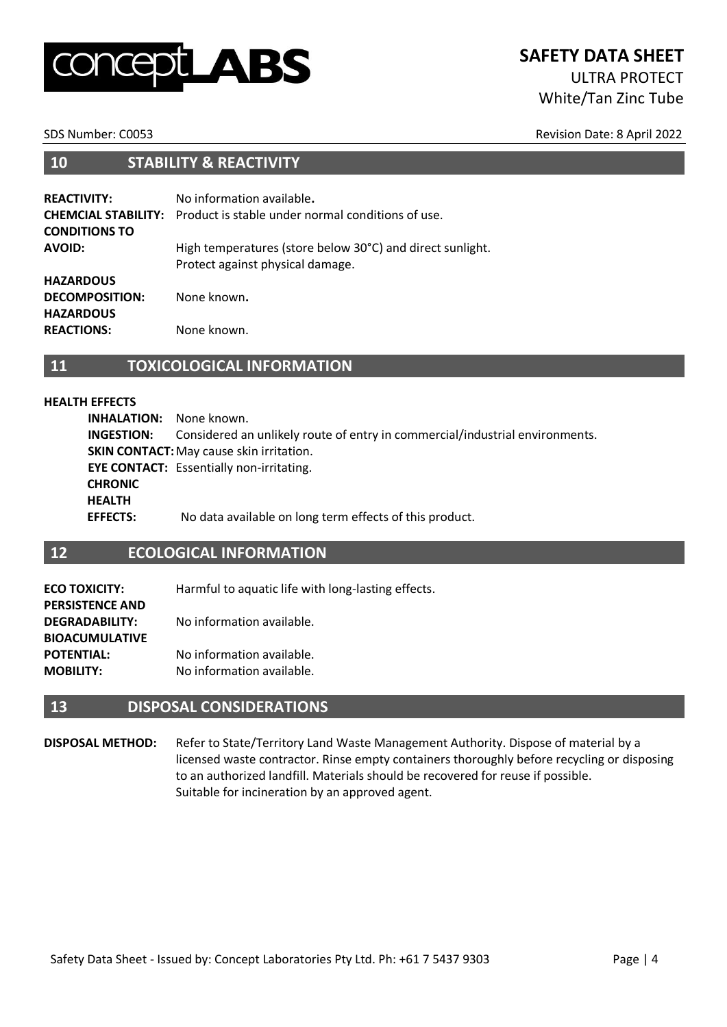## 10 STABILITY & REACTIVITY

**REACTIVITY:** No information available.

**CHEMCIAL STABILITY:** Product is stable under normal conditions of use.

**CONDITIONS TO AVOID:** High temperatures (store below 30°C) and direct sunlight. Protect against physical damage.

**HAZARDOUS DECOMPOSITION:** None known.

**HAZARDOUS REACTIONS:** None known.

## 11 TOXICOLOGICAL INFORMATION

**HEALTH EFFECTS**

**INHALATION:** None known.

**INGESTION:** Considered an unlikely route of entry in commercial/industrial environments.

**SKIN CONTACT:** May cause skin irritation.

**EYE CONTACT:** Essentially non-irritating.

**CHRONIC HEALTH EFFECTS:** No data available on long term effects of this product.

## 12 ECOLOGICAL INFORMATION

**ECO TOXICITY:** Harmful to aquatic life with long-lasting effects.

**PERSISTENCE AND DEGRADABILITY:** No information available.

**BIOACUMULATIVE POTENTIAL:** No information available.

**MOBILITY:** No information available.

## 13 DISPOSAL CONSIDERATIONS

**DISPOSAL METHOD:** Refer to State/Territory Land Waste Management Authority. Dispose of material by a licensed waste contractor. Rinse empty containers thoroughly before recycling or disposing to an authorized landfill. Materials should be recovered for reuse if possible. Suitable for incineration by an approved agent.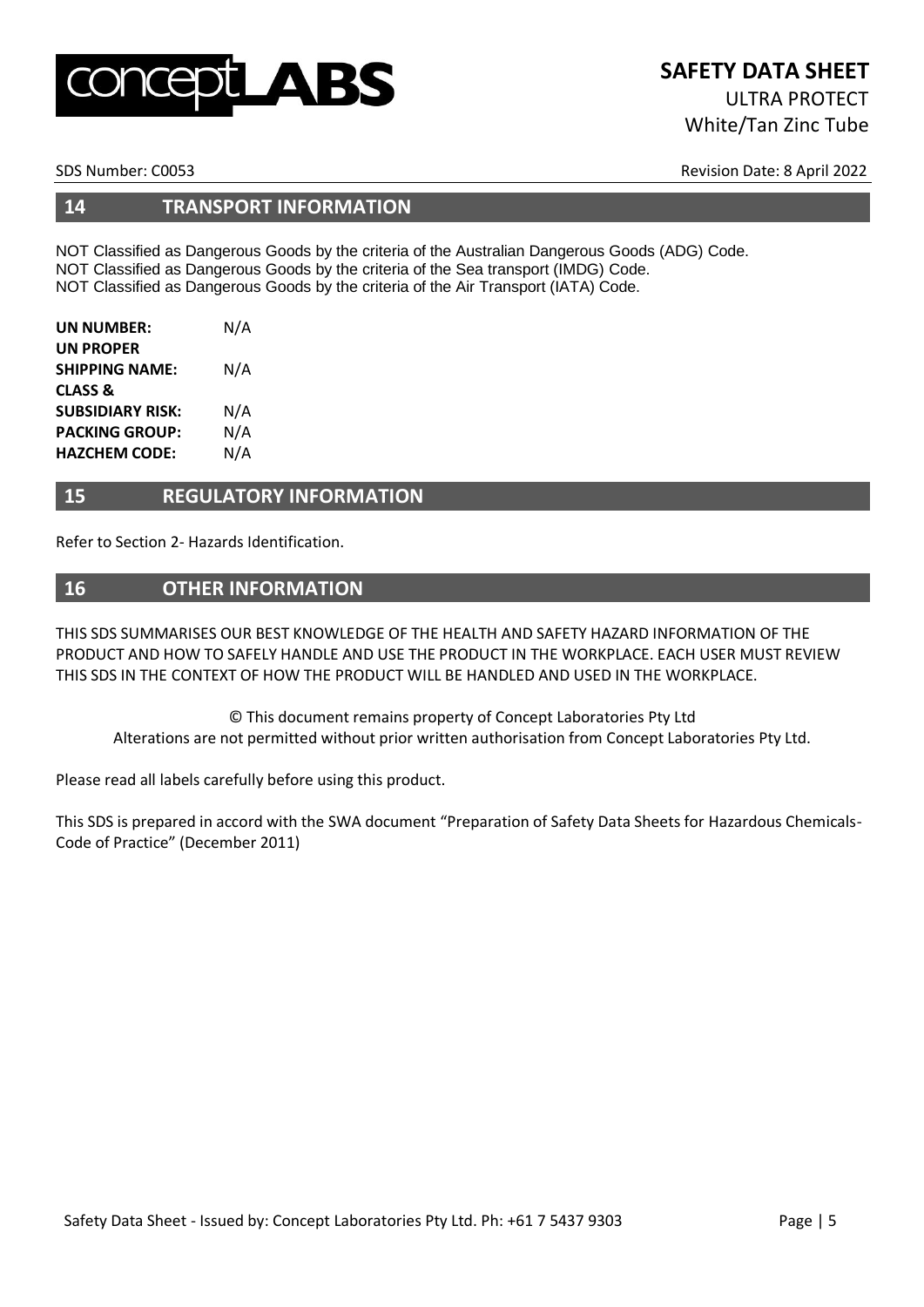## 14 TRANSPORT INFORMATION

NOT Classified as Dangerous Goods by the criteria of the Australian Dangerous Goods (ADG) Code.
NOT Classified as Dangerous Goods by the criteria of the Sea transport (IMDG) Code.
NOT Classified as Dangerous Goods by the criteria of the Air Transport (IATA) Code.

| | |
|---|---|
| **UN NUMBER:** | N/A |
| **UN PROPER SHIPPING NAME:** | N/A |
| **CLASS & SUBSIDIARY RISK:** | N/A |
| **PACKING GROUP:** | N/A |
| **HAZCHEM CODE:** | N/A |

## 15 REGULATORY INFORMATION

Refer to Section 2- Hazards Identification.

## 16 OTHER INFORMATION

THIS SDS SUMMARISES OUR BEST KNOWLEDGE OF THE HEALTH AND SAFETY HAZARD INFORMATION OF THE PRODUCT AND HOW TO SAFELY HANDLE AND USE THE PRODUCT IN THE WORKPLACE. EACH USER MUST REVIEW THIS SDS IN THE CONTEXT OF HOW THE PRODUCT WILL BE HANDLED AND USED IN THE WORKPLACE.

© This document remains property of Concept Laboratories Pty Ltd
Alterations are not permitted without prior written authorisation from Concept Laboratories Pty Ltd.

Please read all labels carefully before using this product.

This SDS is prepared in accord with the SWA document "Preparation of Safety Data Sheets for Hazardous Chemicals- Code of Practice" (December 2011)